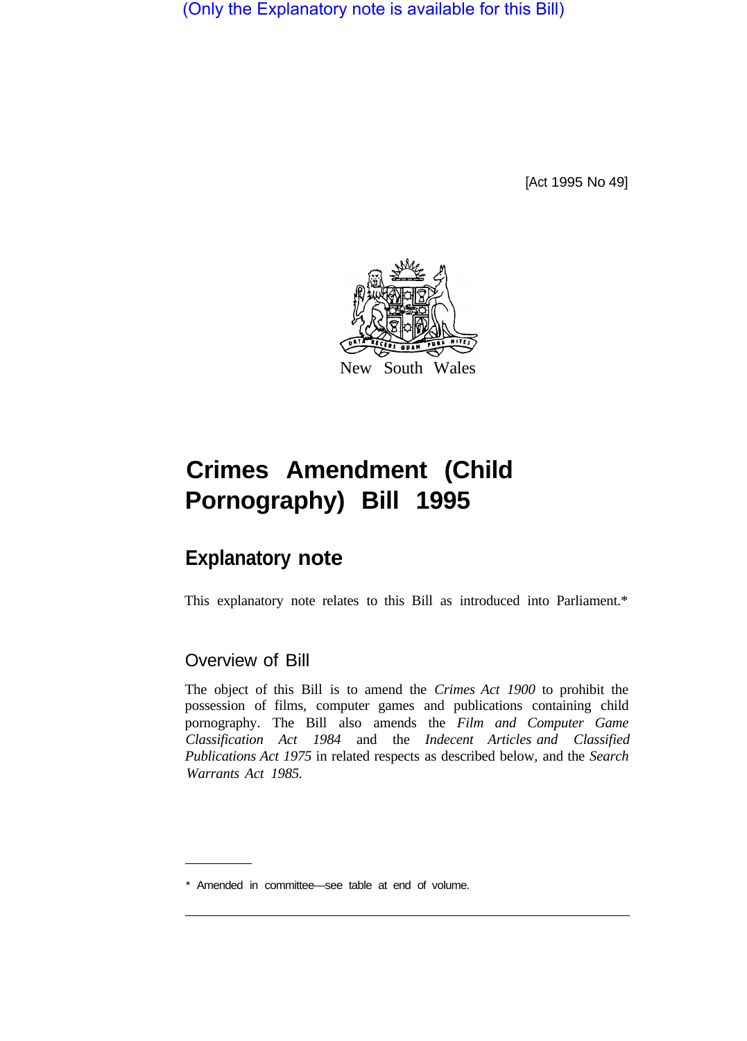(Only the Explanatory note is available for this Bill)

[Act 1995 No 49]

New South Wales

# Crimes Amendment (Child Pornography) Bill 1995

## Explanatory note

This explanatory note relates to this Bill as introduced into Parliament.*

### Overview of Bill

The object of this Bill is to amend the *Crimes Act 1900* to prohibit the possession of films, computer games and publications containing child pornography. The Bill also amends the *Film and Computer Game Classification Act 1984* and the *Indecent Articles and Classified Publications Act 1975* in related respects as described below, and the *Search Warrants Act 1985.*

* Amended in committee—see table at end of volume.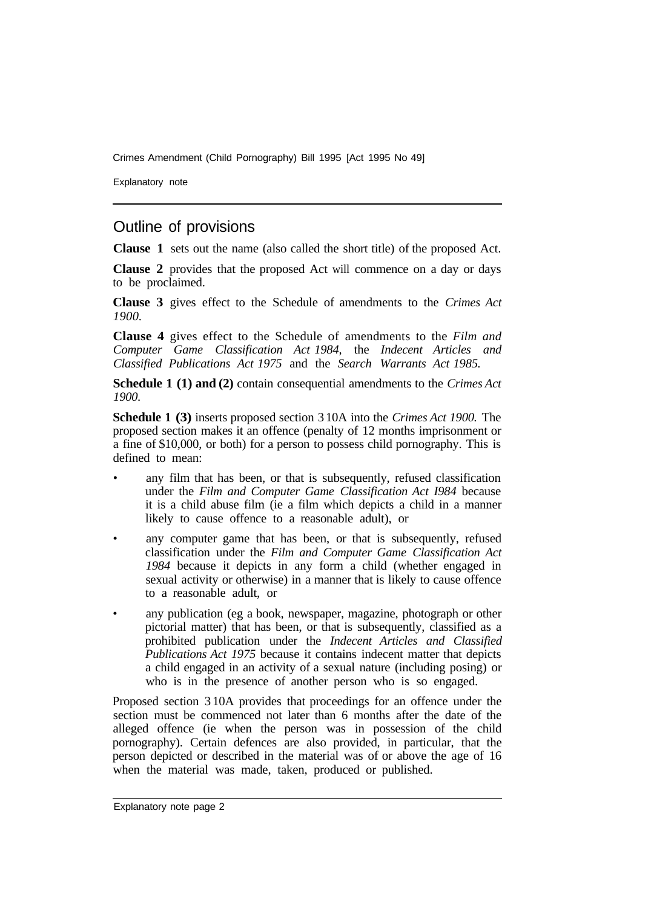## Outline of provisions

**Clause 1** sets out the name (also called the short title) of the proposed Act.

**Clause 2** provides that the proposed Act will commence on a day or days to be proclaimed.

**Clause 3** gives effect to the Schedule of amendments to the *Crimes Act 1900*.

**Clause 4** gives effect to the Schedule of amendments to the *Film and Computer Game Classification Act 1984*, the *Indecent Articles and Classified Publications Act 1975* and the *Search Warrants Act 1985.*

**Schedule 1 (1) and (2)** contain consequential amendments to the *Crimes Act 1900.*

**Schedule 1 (3)** inserts proposed section 310A into the *Crimes Act 1900.* The proposed section makes it an offence (penalty of 12 months imprisonment or a fine of $10,000, or both) for a person to possess child pornography. This is defined to mean:

- any film that has been, or that is subsequently, refused classification under the *Film and Computer Game Classification Act 1984* because it is a child abuse film (ie a film which depicts a child in a manner likely to cause offence to a reasonable adult), or
- any computer game that has been, or that is subsequently, refused classification under the *Film and Computer Game Classification Act 1984* because it depicts in any form a child (whether engaged in sexual activity or otherwise) in a manner that is likely to cause offence to a reasonable adult, or
- any publication (eg a book, newspaper, magazine, photograph or other pictorial matter) that has been, or that is subsequently, classified as a prohibited publication under the *Indecent Articles and Classified Publications Act 1975* because it contains indecent matter that depicts a child engaged in an activity of a sexual nature (including posing) or who is in the presence of another person who is so engaged.

Proposed section 310A provides that proceedings for an offence under the section must be commenced not later than 6 months after the date of the alleged offence (ie when the person was in possession of the child pornography). Certain defences are also provided, in particular, that the person depicted or described in the material was of or above the age of 16 when the material was made, taken, produced or published.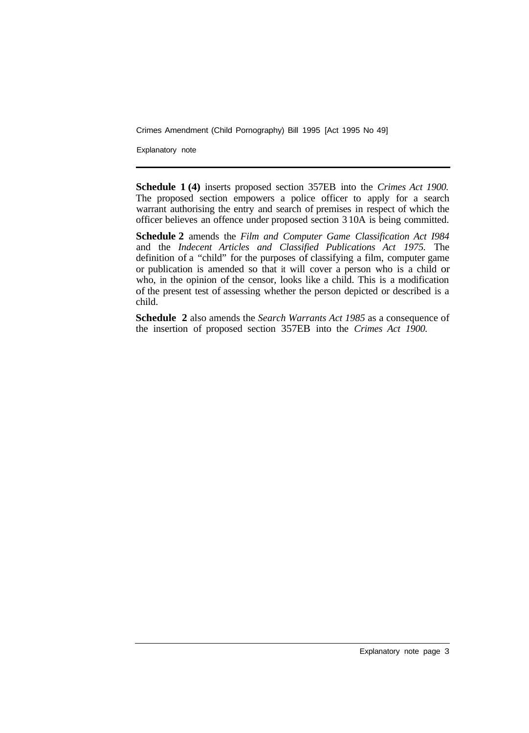**Schedule 1 (4)** inserts proposed section 357EB into the *Crimes Act 1900.* The proposed section empowers a police officer to apply for a search warrant authorising the entry and search of premises in respect of which the officer believes an offence under proposed section 310A is being committed.

**Schedule 2** amends the *Film and Computer Game Classification Act I984* and the *Indecent Articles and Classified Publications Act 1975.* The definition of a "child" for the purposes of classifying a film, computer game or publication is amended so that it will cover a person who is a child or who, in the opinion of the censor, looks like a child. This is a modification of the present test of assessing whether the person depicted or described is a child.

**Schedule 2** also amends the *Search Warrants Act 1985* as a consequence of the insertion of proposed section 357EB into the *Crimes Act 1900.*